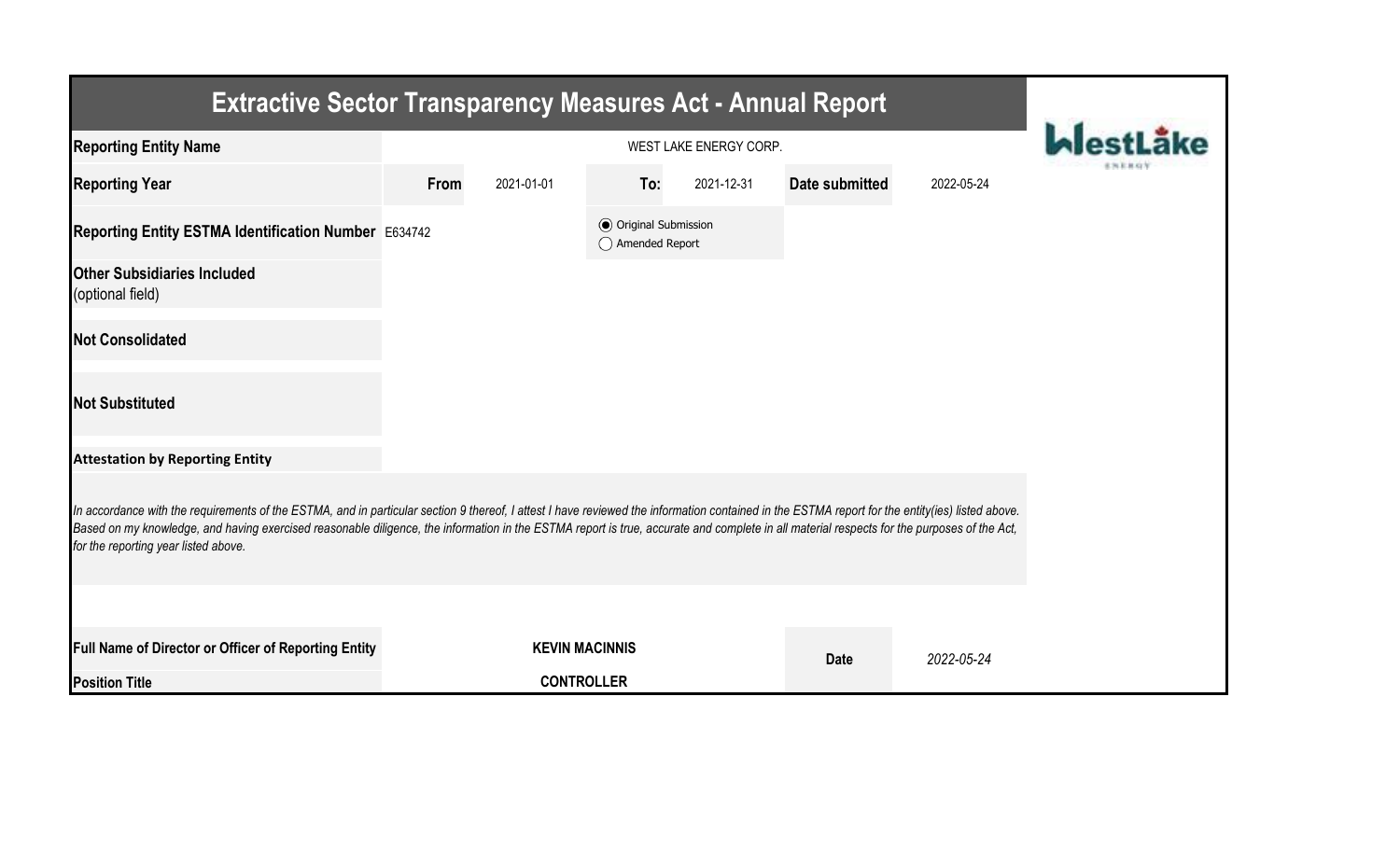# Extractive Sector Transparency Measures Act - Annual Report

| | | | | | | |
|---|---|---|---|---|---|---|
| **Reporting Entity Name** | WEST LAKE ENERGY CORP. | | | | | |
| **Reporting Year** | **From** | 2021-01-01 | **To:** | 2021-12-31 | **Date submitted** | 2022-05-24 |
| **Reporting Entity ESTMA Identification Number** | E634742 | | (●) Original Submission<br>( ) Amended Report | | | |
| **Other Subsidiaries Included** (optional field) | | | | | | |
| **Not Consolidated** | | | | | | |
| **Not Substituted** | | | | | | |

**Attestation by Reporting Entity**

*In accordance with the requirements of the ESTMA, and in particular section 9 thereof, I attest I have reviewed the information contained in the ESTMA report for the entity(ies) listed above. Based on my knowledge, and having exercised reasonable diligence, the information in the ESTMA report is true, accurate and complete in all material respects for the purposes of the Act, for the reporting year listed above.*

| | | | |
|---|---|---|---|
| **Full Name of Director or Officer of Reporting Entity** | **KEVIN MACINNIS** | **Date** | *2022-05-24* |
| **Position Title** | **CONTROLLER** | | |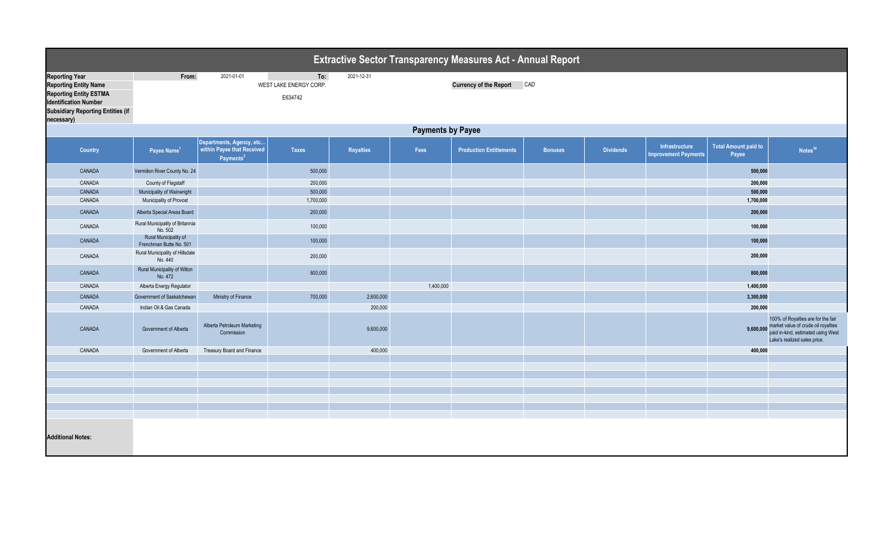# Extractive Sector Transparency Measures Act - Annual Report

| | | | | |
|---|---|---|---|---|
| **Reporting Year** | **From:** | 2021-01-01 | **To:** | 2021-12-31 |
| **Reporting Entity Name** | | WEST LAKE ENERGY CORP. | | |
| **Reporting Entity ESTMA Identification Number** | | E634742 | | |
| **Subsidiary Reporting Entities (if necessary)** | | | | |

**Currency of the Report** CAD

## Payments by Payee

| Country | Payee Name[1] | Departments, Agency, etc... within Payee that Received Payments[2] | Taxes | Royalties | Fees | Production Entitlements | Bonuses | Dividends | Infrastructure Improvement Payments | Total Amount paid to Payee | Notes[34] |
|---|---|---|---|---|---|---|---|---|---|---|---|
| CANADA | Vermilion River County No. 24 | | 500,000 | | | | | | | **500,000** | |
| CANADA | County of Flagstaff | | 200,000 | | | | | | | **200,000** | |
| CANADA | Municipality of Wainwright | | 500,000 | | | | | | | **500,000** | |
| CANADA | Municipality of Provost | | 1,700,000 | | | | | | | **1,700,000** | |
| CANADA | Alberta Special Areas Board | | 200,000 | | | | | | | **200,000** | |
| CANADA | Rural Municipality of Britannia No. 502 | | 100,000 | | | | | | | **100,000** | |
| CANADA | Rural Municipality of Frenchman Butte No. 501 | | 100,000 | | | | | | | **100,000** | |
| CANADA | Rural Municipality of Hillsdale No. 440 | | 200,000 | | | | | | | **200,000** | |
| CANADA | Rural Municipality of Wilton No. 472 | | 800,000 | | | | | | | **800,000** | |
| CANADA | Alberta Energy Regulator | | | | 1,400,000 | | | | | **1,400,000** | |
| CANADA | Government of Saskatchewan | Ministry of Finance | 700,000 | 2,600,000 | | | | | | **3,300,000** | |
| CANADA | Indian Oil & Gas Canada | | | 200,000 | | | | | | **200,000** | |
| CANADA | Government of Alberta | Alberta Petroleum Marketing Commission | | 9,600,000 | | | | | | **9,600,000** | 100% of Royalties are for the fair market value of crude oil royalties paid in-kind, estimated using West Lake's realized sales price. |
| CANADA | Government of Alberta | Treasury Board and Finance | | 400,000 | | | | | | **400,000** | |

**Additional Notes:**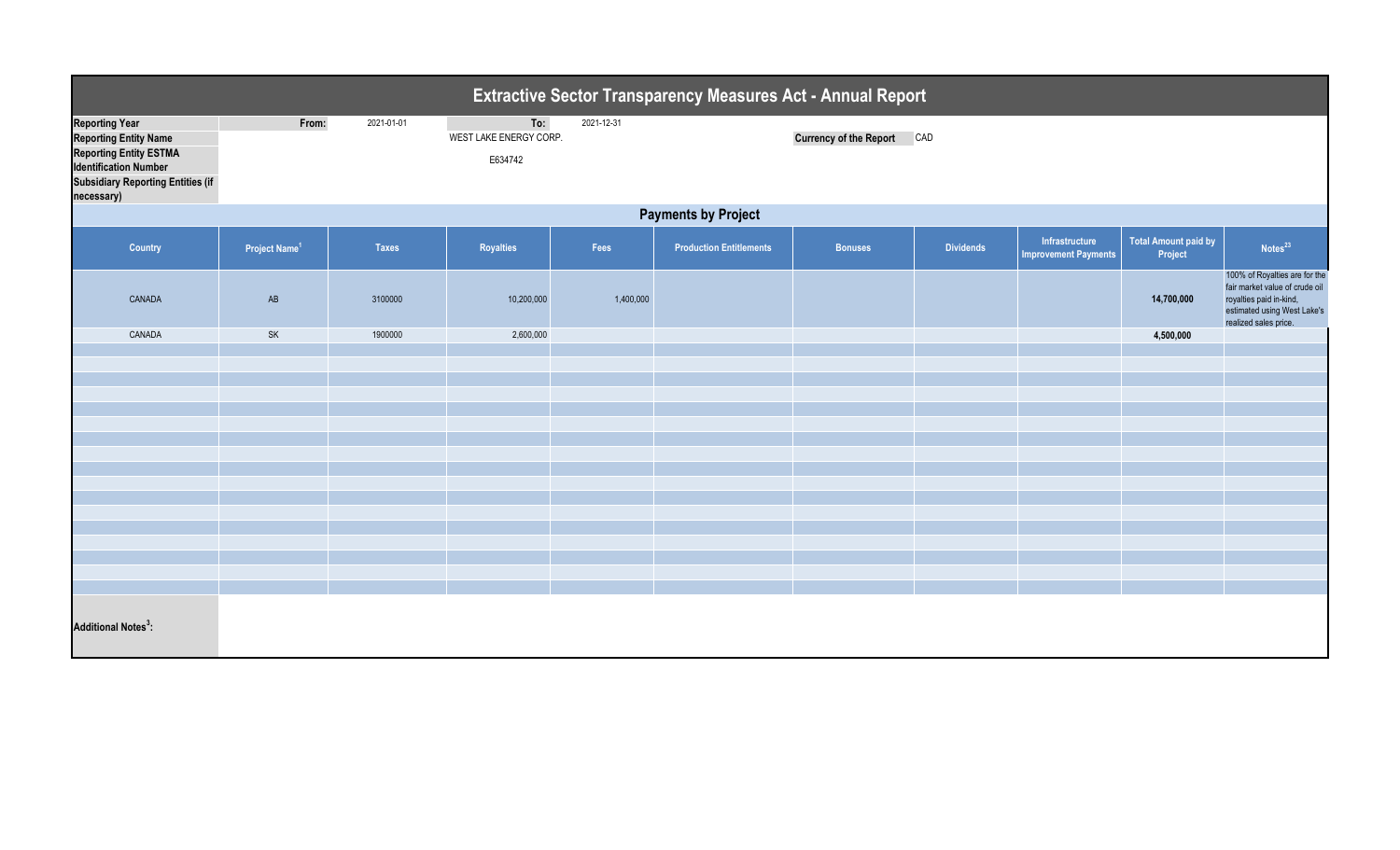# Extractive Sector Transparency Measures Act - Annual Report

| | |
|---|---|
| **Reporting Year** | From: 2021-01-01 To: 2021-12-31 |
| **Reporting Entity Name** | WEST LAKE ENERGY CORP. |
| **Reporting Entity ESTMA Identification Number** | E634742 |
| **Subsidiary Reporting Entities (if necessary)** | |
| **Currency of the Report** | CAD |

## Payments by Project

| Country | Project Name[1] | Taxes | Royalties | Fees | Production Entitlements | Bonuses | Dividends | Infrastructure Improvement Payments | Total Amount paid by Project | Notes[23] |
|---|---|---|---|---|---|---|---|---|---|---|
| CANADA | AB | 3100000 | 10,200,000 | 1,400,000 | | | | | **14,700,000** | 100% of Royalties are for the fair market value of crude oil royalties paid in-kind, estimated using West Lake's realized sales price. |
| CANADA | SK | 1900000 | 2,600,000 | | | | | | **4,500,000** | |

**Additional Notes[3]:**